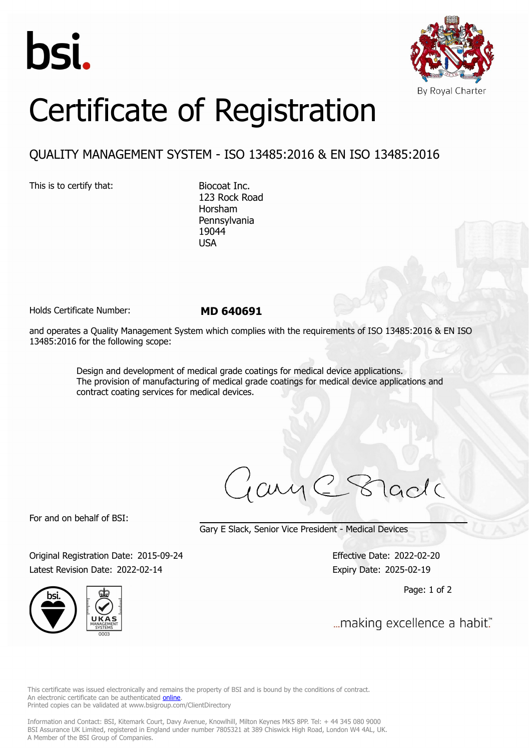bsi.

By Royal Charter

# Certificate of Registration

## QUALITY MANAGEMENT SYSTEM - ISO 13485:2016 & EN ISO 13485:2016

This is to certify that:

Biocoat Inc.
123 Rock Road
Horsham
Pennsylvania
19044
USA

Holds Certificate Number: **MD 640691**

and operates a Quality Management System which complies with the requirements of ISO 13485:2016 & EN ISO 13485:2016 for the following scope:

> Design and development of medical grade coatings for medical device applications.
> The provision of manufacturing of medical grade coatings for medical device applications and contract coating services for medical devices.

For and on behalf of BSI:

Gary E Slack, Senior Vice President - Medical Devices

Original Registration Date: 2015-09-24
Latest Revision Date: 2022-02-14

Effective Date: 2022-02-20
Expiry Date: 2025-02-19

...making excellence a habit.™

This certificate was issued electronically and remains the property of BSI and is bound by the conditions of contract.
An electronic certificate can be authenticated online.
Printed copies can be validated at www.bsigroup.com/ClientDirectory

Information and Contact: BSI, Kitemark Court, Davy Avenue, Knowlhill, Milton Keynes MK5 8PP. Tel: + 44 345 080 9000
BSI Assurance UK Limited, registered in England under number 7805321 at 389 Chiswick High Road, London W4 4AL, UK.
A Member of the BSI Group of Companies.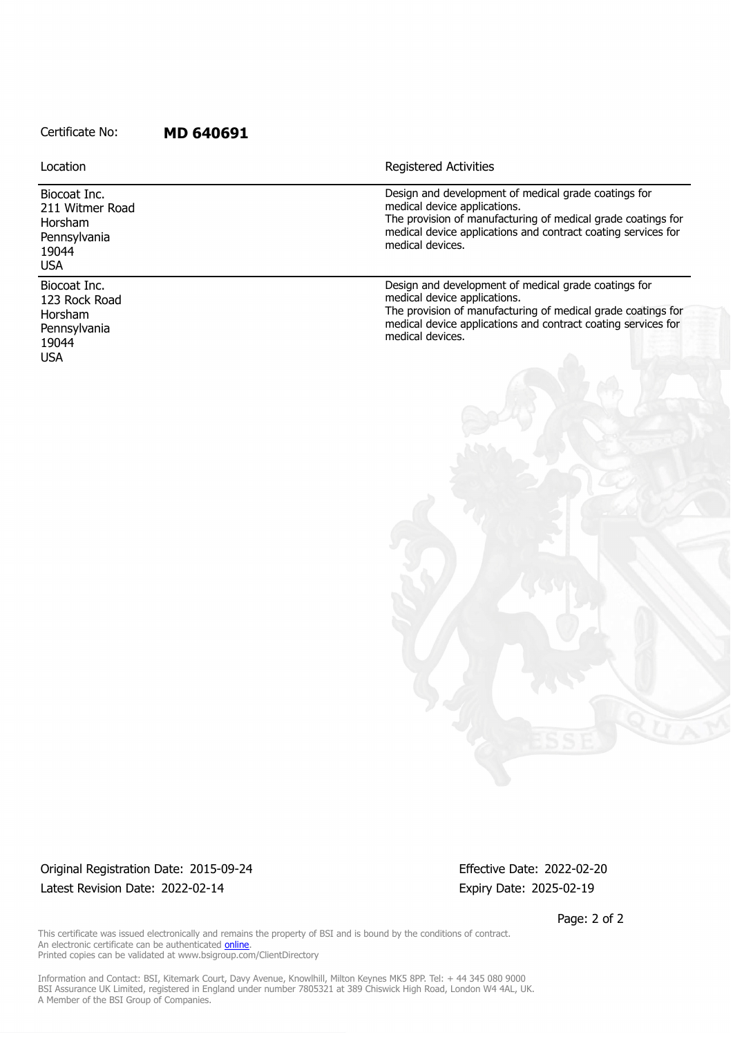Certificate No: **MD 640691**

| Location | Registered Activities |
| --- | --- |
| Biocoat Inc.<br>211 Witmer Road<br>Horsham<br>Pennsylvania<br>19044<br>USA | Design and development of medical grade coatings for medical device applications.<br>The provision of manufacturing of medical grade coatings for medical device applications and contract coating services for medical devices. |
| Biocoat Inc.<br>123 Rock Road<br>Horsham<br>Pennsylvania<br>19044<br>USA | Design and development of medical grade coatings for medical device applications.<br>The provision of manufacturing of medical grade coatings for medical device applications and contract coating services for medical devices. |

Original Registration Date: 2015-09-24

Latest Revision Date: 2022-02-14

Effective Date: 2022-02-20

Expiry Date: 2025-02-19

This certificate was issued electronically and remains the property of BSI and is bound by the conditions of contract.
An electronic certificate can be authenticated online.
Printed copies can be validated at www.bsigroup.com/ClientDirectory

Information and Contact: BSI, Kitemark Court, Davy Avenue, Knowlhill, Milton Keynes MK5 8PP. Tel: + 44 345 080 9000
BSI Assurance UK Limited, registered in England under number 7805321 at 389 Chiswick High Road, London W4 4AL, UK.
A Member of the BSI Group of Companies.